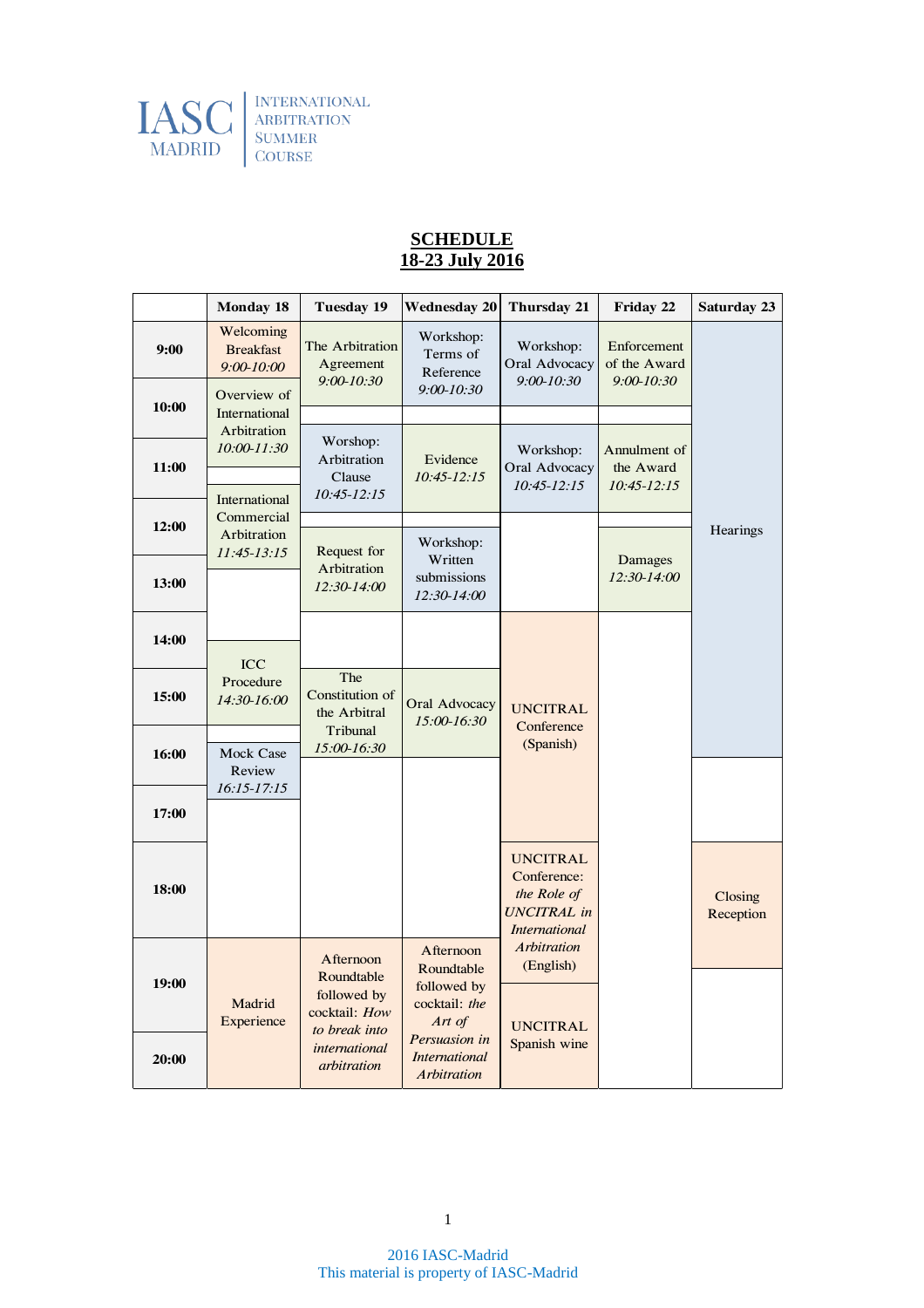IASC MADRID | INTERNATIONAL ARBITRATION SUMMER COURSE

# SCHEDULE
## 18-23 July 2016

| | Monday 18 | Tuesday 19 | Wednesday 20 | Thursday 21 | Friday 22 | Saturday 23 |
|---|---|---|---|---|---|---|
| 9:00 | Welcoming Breakfast *9:00-10:00* | The Arbitration Agreement *9:00-10:30* | Workshop: Terms of Reference *9:00-10:30* | Workshop: Oral Advocacy *9:00-10:30* | Enforcement of the Award *9:00-10:30* | Hearings |
| 10:00 | Overview of International Arbitration *10:00-11:30* | | | | | |
| 11:00 | | Worshop: Arbitration Clause *10:45-12:15* | Evidence *10:45-12:15* | Workshop: Oral Advocacy *10:45-12:15* | Annulment of the Award *10:45-12:15* | |
| 12:00 | International Commercial Arbitration *11:45-13:15* | | | | | |
| 13:00 | | Request for Arbitration *12:30-14:00* | Workshop: Written submissions *12:30-14:00* | | Damages *12:30-14:00* | |
| 14:00 | | | | UNCITRAL Conference (Spanish) | | |
| 15:00 | ICC Procedure *14:30-16:00* | The Constitution of the Arbitral Tribunal *15:00-16:30* | Oral Advocacy *15:00-16:30* | | | |
| 16:00 | Mock Case Review *16:15-17:15* | | | | | |
| 17:00 | | | | | | |
| 18:00 | | | | UNCITRAL Conference: *the Role of UNCITRAL in International Arbitration* (English) | | Closing Reception |
| 19:00 | Madrid Experience | Afternoon Roundtable followed by cocktail: *How to break into international arbitration* | Afternoon Roundtable followed by cocktail: *the Art of Persuasion in International Arbitration* | | | |
| 20:00 | | | | UNCITRAL Spanish wine | | |

2016 IASC-Madrid
This material is property of IASC-Madrid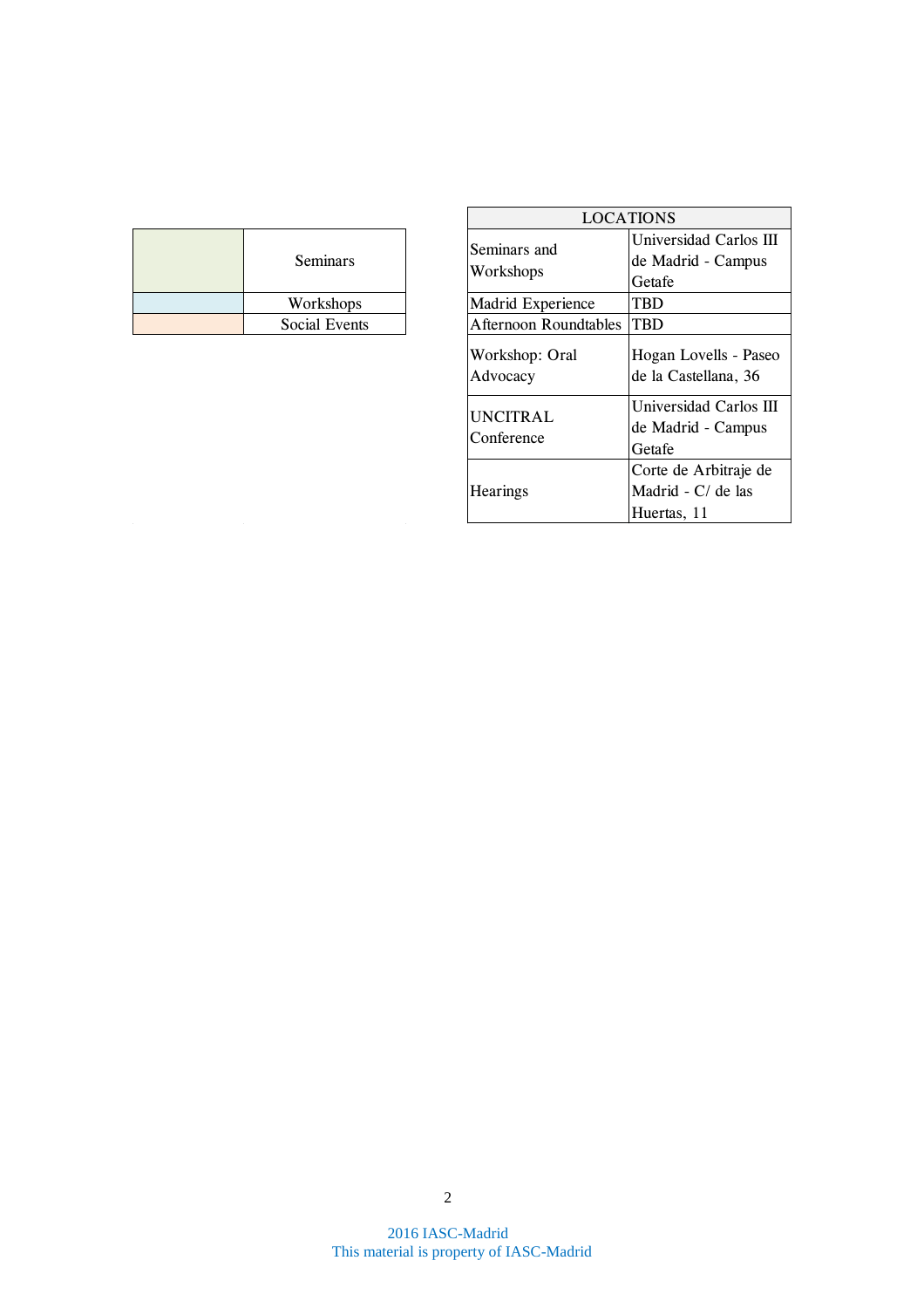| | |
|---|---|
| | Seminars |
| | Workshops |
| | Social Events |

| LOCATIONS | |
|---|---|
| Seminars and Workshops | Universidad Carlos III de Madrid - Campus Getafe |
| Madrid Experience | TBD |
| Afternoon Roundtables | TBD |
| Workshop: Oral Advocacy | Hogan Lovells - Paseo de la Castellana, 36 |
| UNCITRAL Conference | Universidad Carlos III de Madrid - Campus Getafe |
| Hearings | Corte de Arbitraje de Madrid - C/ de las Huertas, 11 |

2016 IASC-Madrid
This material is property of IASC-Madrid